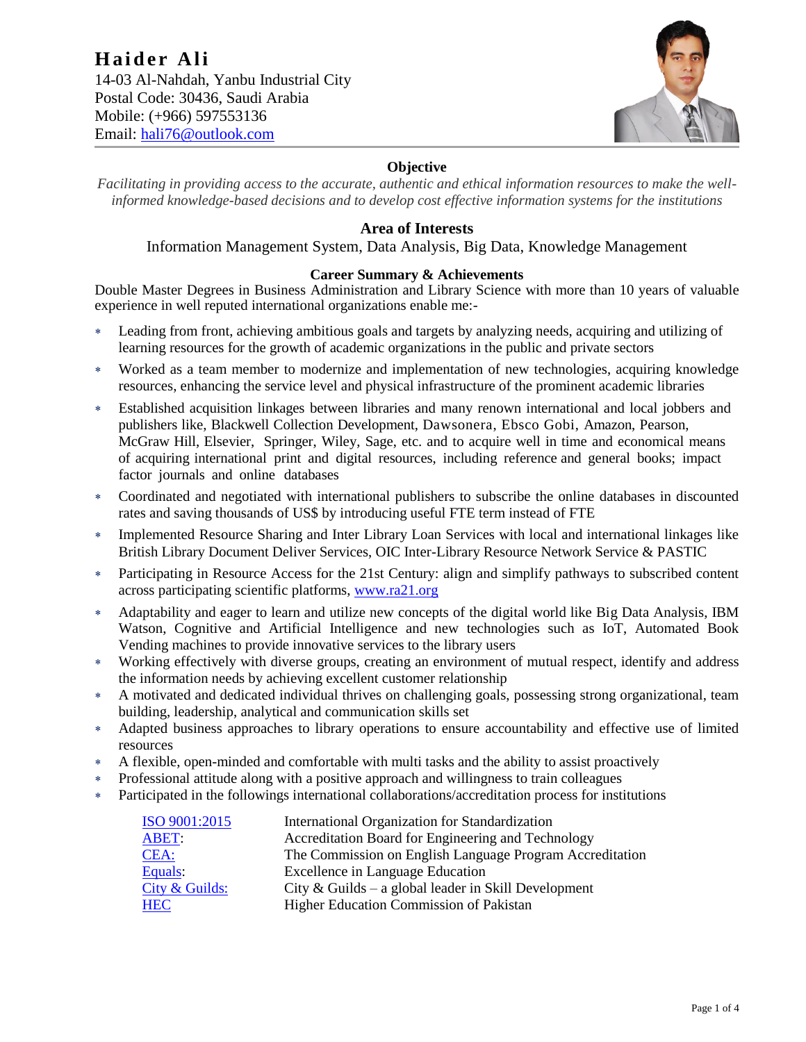# Haider Ali

14-03 Al-Nahdah, Yanbu Industrial City
Postal Code: 30436, Saudi Arabia
Mobile: (+966) 597553136
Email: [hali76@outlook.com](mailto:hali76@outlook.com)

### Objective

*Facilitating in providing access to the accurate, authentic and ethical information resources to make the well-informed knowledge-based decisions and to develop cost effective information systems for the institutions*

## Area of Interests

Information Management System, Data Analysis, Big Data, Knowledge Management

### Career Summary & Achievements

Double Master Degrees in Business Administration and Library Science with more than 10 years of valuable experience in well reputed international organizations enable me:-

- Leading from front, achieving ambitious goals and targets by analyzing needs, acquiring and utilizing of learning resources for the growth of academic organizations in the public and private sectors
- Worked as a team member to modernize and implementation of new technologies, acquiring knowledge resources, enhancing the service level and physical infrastructure of the prominent academic libraries
- Established acquisition linkages between libraries and many renown international and local jobbers and publishers like, Blackwell Collection Development, Dawsonera, Ebsco Gobi, Amazon, Pearson, McGraw Hill, Elsevier, Springer, Wiley, Sage, etc. and to acquire well in time and economical means of acquiring international print and digital resources, including reference and general books; impact factor journals and online databases
- Coordinated and negotiated with international publishers to subscribe the online databases in discounted rates and saving thousands of US$ by introducing useful FTE term instead of FTE
- Implemented Resource Sharing and Inter Library Loan Services with local and international linkages like British Library Document Deliver Services, OIC Inter-Library Resource Network Service & PASTIC
- Participating in Resource Access for the 21st Century: align and simplify pathways to subscribed content across participating scientific platforms, [www.ra21.org](http://www.ra21.org)
- Adaptability and eager to learn and utilize new concepts of the digital world like Big Data Analysis, IBM Watson, Cognitive and Artificial Intelligence and new technologies such as IoT, Automated Book Vending machines to provide innovative services to the library users
- Working effectively with diverse groups, creating an environment of mutual respect, identify and address the information needs by achieving excellent customer relationship
- A motivated and dedicated individual thrives on challenging goals, possessing strong organizational, team building, leadership, analytical and communication skills set
- Adapted business approaches to library operations to ensure accountability and effective use of limited resources
- A flexible, open-minded and comfortable with multi tasks and the ability to assist proactively
- Professional attitude along with a positive approach and willingness to train colleagues
- Participated in the followings international collaborations/accreditation process for institutions

| | |
|---|---|
| ISO 9001:2015 | International Organization for Standardization |
| ABET: | Accreditation Board for Engineering and Technology |
| CEA: | The Commission on English Language Program Accreditation |
| Equals: | Excellence in Language Education |
| City & Guilds: | City & Guilds – a global leader in Skill Development |
| HEC | Higher Education Commission of Pakistan |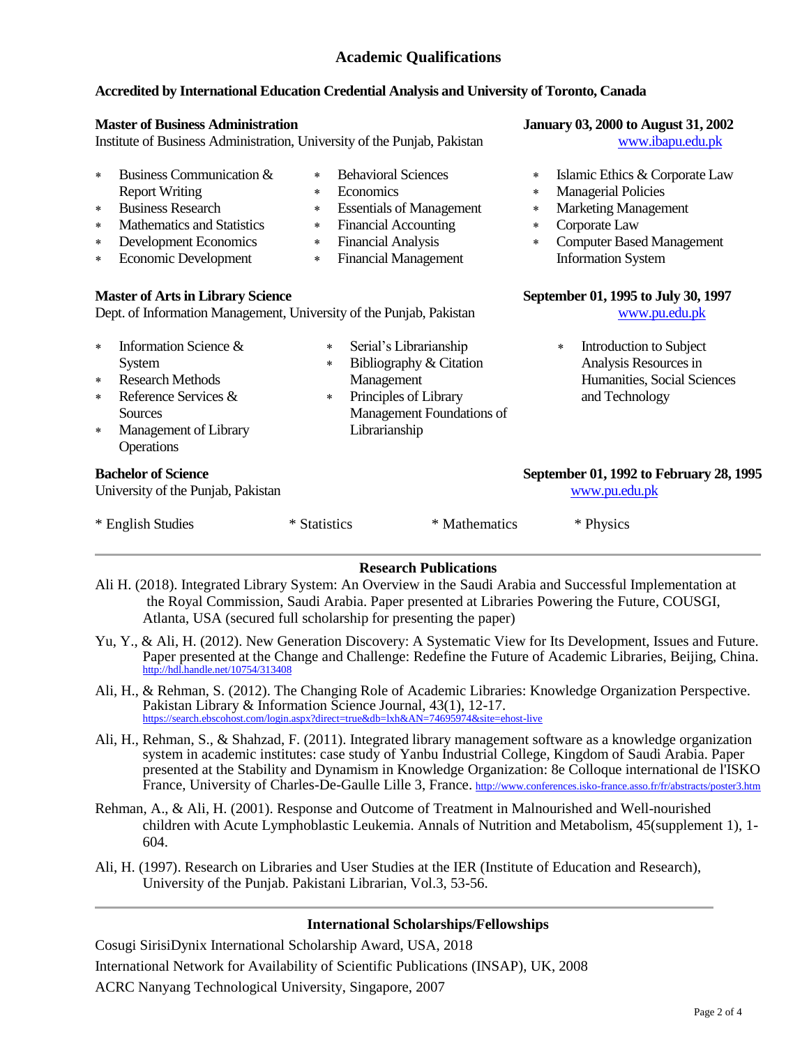## Academic Qualifications

**Accredited by International Education Credential Analysis and University of Toronto, Canada**

**Master of Business Administration** — **January 03, 2000 to August 31, 2002**
Institute of Business Administration, University of the Punjab, Pakistan — www.ibapu.edu.pk

- Business Communication & Report Writing
- Business Research
- Mathematics and Statistics
- Development Economics
- Economic Development
- Behavioral Sciences
- Economics
- Essentials of Management
- Financial Accounting
- Financial Analysis
- Financial Management
- Islamic Ethics & Corporate Law
- Managerial Policies
- Marketing Management
- Corporate Law
- Computer Based Management Information System

**Master of Arts in Library Science** — **September 01, 1995 to July 30, 1997**
Dept. of Information Management, University of the Punjab, Pakistan — www.pu.edu.pk

- Information Science & System
- Research Methods
- Reference Services & Sources
- Management of Library Operations
- Serial's Librarianship
- Bibliography & Citation Management
- Principles of Library Management Foundations of Librarianship
- Introduction to Subject Analysis Resources in Humanities, Social Sciences and Technology

**Bachelor of Science** — **September 01, 1992 to February 28, 1995**
University of the Punjab, Pakistan — www.pu.edu.pk

- English Studies
- Statistics
- Mathematics
- Physics

---

## Research Publications

Ali H. (2018). Integrated Library System: An Overview in the Saudi Arabia and Successful Implementation at the Royal Commission, Saudi Arabia. Paper presented at Libraries Powering the Future, COUSGI, Atlanta, USA (secured full scholarship for presenting the paper)

Yu, Y., & Ali, H. (2012). New Generation Discovery: A Systematic View for Its Development, Issues and Future. Paper presented at the Change and Challenge: Redefine the Future of Academic Libraries, Beijing, China. http://hdl.handle.net/10754/313408

Ali, H., & Rehman, S. (2012). The Changing Role of Academic Libraries: Knowledge Organization Perspective. Pakistan Library & Information Science Journal, 43(1), 12-17. https://search.ebscohost.com/login.aspx?direct=true&db=lxh&AN=74695974&site=ehost-live

Ali, H., Rehman, S., & Shahzad, F. (2011). Integrated library management software as a knowledge organization system in academic institutes: case study of Yanbu Industrial College, Kingdom of Saudi Arabia. Paper presented at the Stability and Dynamism in Knowledge Organization: 8e Colloque international de l'ISKO France, University of Charles-De-Gaulle Lille 3, France. http://www.conferences.isko-france.asso.fr/fr/abstracts/poster3.htm

Rehman, A., & Ali, H. (2001). Response and Outcome of Treatment in Malnourished and Well-nourished children with Acute Lymphoblastic Leukemia. Annals of Nutrition and Metabolism, 45(supplement 1), 1-604.

Ali, H. (1997). Research on Libraries and User Studies at the IER (Institute of Education and Research), University of the Punjab. Pakistani Librarian, Vol.3, 53-56.

---

## International Scholarships/Fellowships

Cosugi SirisiDynix International Scholarship Award, USA, 2018

International Network for Availability of Scientific Publications (INSAP), UK, 2008

ACRC Nanyang Technological University, Singapore, 2007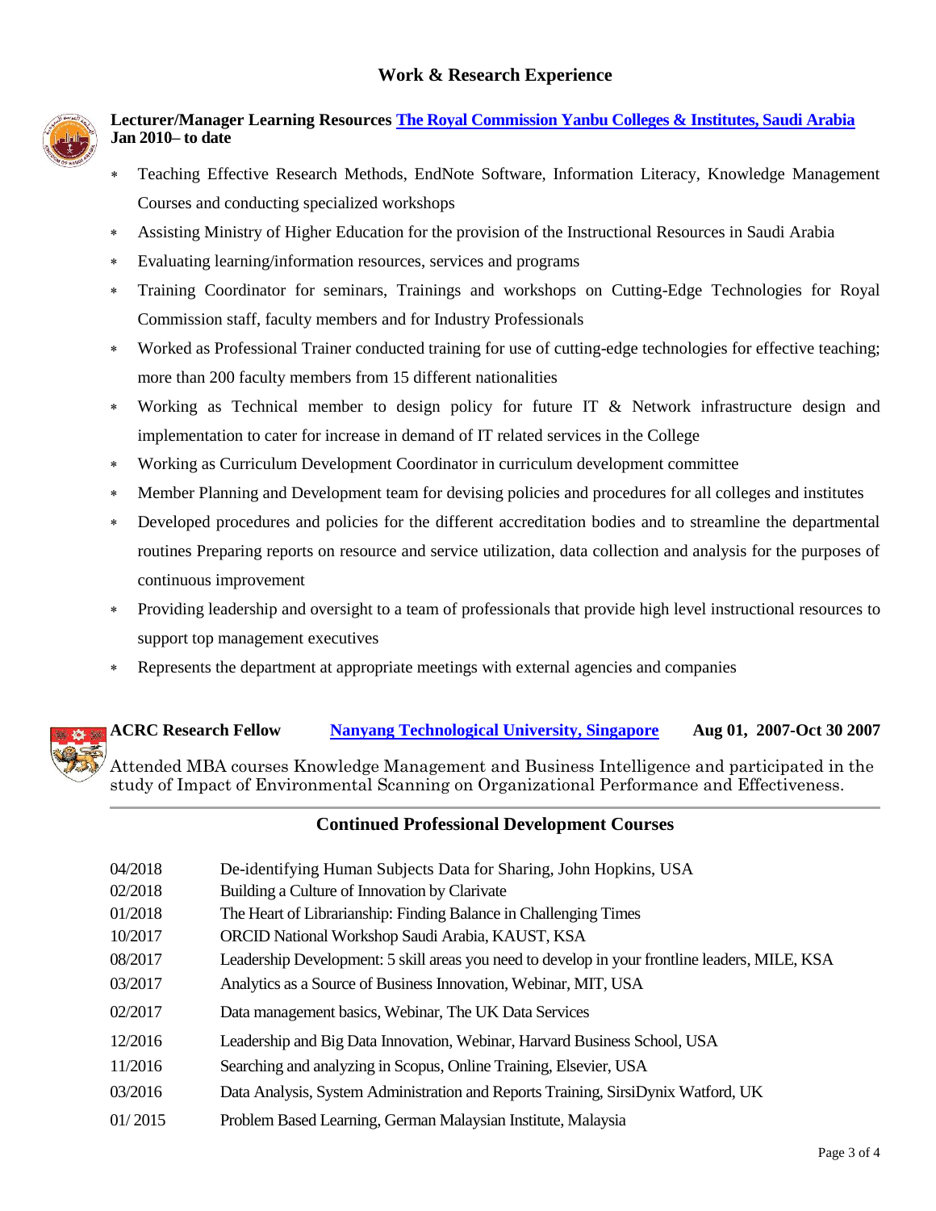## Work & Research Experience

**Lecturer/Manager Learning Resources** **[The Royal Commission Yanbu Colleges & Institutes, Saudi Arabia]**
**Jan 2010– to date**

- Teaching Effective Research Methods, EndNote Software, Information Literacy, Knowledge Management Courses and conducting specialized workshops
- Assisting Ministry of Higher Education for the provision of the Instructional Resources in Saudi Arabia
- Evaluating learning/information resources, services and programs
- Training Coordinator for seminars, Trainings and workshops on Cutting-Edge Technologies for Royal Commission staff, faculty members and for Industry Professionals
- Worked as Professional Trainer conducted training for use of cutting-edge technologies for effective teaching; more than 200 faculty members from 15 different nationalities
- Working as Technical member to design policy for future IT & Network infrastructure design and implementation to cater for increase in demand of IT related services in the College
- Working as Curriculum Development Coordinator in curriculum development committee
- Member Planning and Development team for devising policies and procedures for all colleges and institutes
- Developed procedures and policies for the different accreditation bodies and to streamline the departmental routines Preparing reports on resource and service utilization, data collection and analysis for the purposes of continuous improvement
- Providing leadership and oversight to a team of professionals that provide high level instructional resources to support top management executives
- Represents the department at appropriate meetings with external agencies and companies

**ACRC Research Fellow** **[Nanyang Technological University, Singapore]** **Aug 01, 2007-Oct 30 2007**

Attended MBA courses Knowledge Management and Business Intelligence and participated in the study of Impact of Environmental Scanning on Organizational Performance and Effectiveness.

---

## Continued Professional Development Courses

| | |
|---|---|
| 04/2018 | De-identifying Human Subjects Data for Sharing, John Hopkins, USA |
| 02/2018 | Building a Culture of Innovation by Clarivate |
| 01/2018 | The Heart of Librarianship: Finding Balance in Challenging Times |
| 10/2017 | ORCID National Workshop Saudi Arabia, KAUST, KSA |
| 08/2017 | Leadership Development: 5 skill areas you need to develop in your frontline leaders, MILE, KSA |
| 03/2017 | Analytics as a Source of Business Innovation, Webinar, MIT, USA |
| 02/2017 | Data management basics, Webinar, The UK Data Services |
| 12/2016 | Leadership and Big Data Innovation, Webinar, Harvard Business School, USA |
| 11/2016 | Searching and analyzing in Scopus, Online Training, Elsevier, USA |
| 03/2016 | Data Analysis, System Administration and Reports Training, SirsiDynix Watford, UK |
| 01/ 2015 | Problem Based Learning, German Malaysian Institute, Malaysia |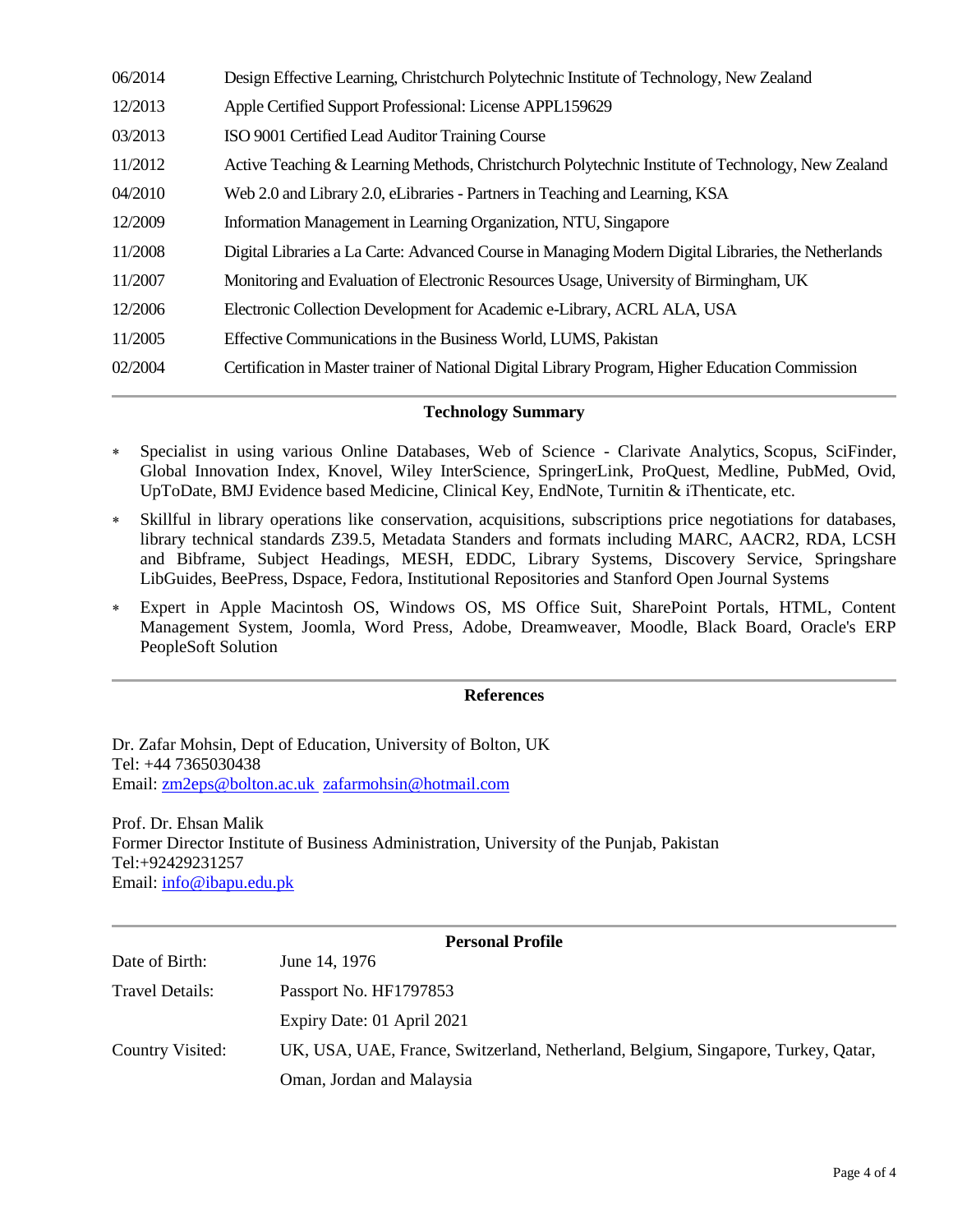| | |
|---|---|
| 06/2014 | Design Effective Learning, Christchurch Polytechnic Institute of Technology, New Zealand |
| 12/2013 | Apple Certified Support Professional: License APPL159629 |
| 03/2013 | ISO 9001 Certified Lead Auditor Training Course |
| 11/2012 | Active Teaching & Learning Methods, Christchurch Polytechnic Institute of Technology, New Zealand |
| 04/2010 | Web 2.0 and Library 2.0, eLibraries - Partners in Teaching and Learning, KSA |
| 12/2009 | Information Management in Learning Organization, NTU, Singapore |
| 11/2008 | Digital Libraries a La Carte: Advanced Course in Managing Modern Digital Libraries, the Netherlands |
| 11/2007 | Monitoring and Evaluation of Electronic Resources Usage, University of Birmingham, UK |
| 12/2006 | Electronic Collection Development for Academic e-Library, ACRL ALA, USA |
| 11/2005 | Effective Communications in the Business World, LUMS, Pakistan |
| 02/2004 | Certification in Master trainer of National Digital Library Program, Higher Education Commission |

## Technology Summary

- Specialist in using various Online Databases, Web of Science - Clarivate Analytics, Scopus, SciFinder, Global Innovation Index, Knovel, Wiley InterScience, SpringerLink, ProQuest, Medline, PubMed, Ovid, UpToDate, BMJ Evidence based Medicine, Clinical Key, EndNote, Turnitin & iThenticate, etc.
- Skillful in library operations like conservation, acquisitions, subscriptions price negotiations for databases, library technical standards Z39.5, Metadata Standers and formats including MARC, AACR2, RDA, LCSH and Bibframe, Subject Headings, MESH, EDDC, Library Systems, Discovery Service, Springshare LibGuides, BeePress, Dspace, Fedora, Institutional Repositories and Stanford Open Journal Systems
- Expert in Apple Macintosh OS, Windows OS, MS Office Suit, SharePoint Portals, HTML, Content Management System, Joomla, Word Press, Adobe, Dreamweaver, Moodle, Black Board, Oracle's ERP PeopleSoft Solution

## References

Dr. Zafar Mohsin, Dept of Education, University of Bolton, UK
Tel: +44 7365030438
Email: zm2eps@bolton.ac.uk zafarmohsin@hotmail.com

Prof. Dr. Ehsan Malik
Former Director Institute of Business Administration, University of the Punjab, Pakistan
Tel:+92429231257
Email: info@ibapu.edu.pk

## Personal Profile

| | |
|---|---|
| Date of Birth: | June 14, 1976 |
| Travel Details: | Passport No. HF1797853 |
| | Expiry Date: 01 April 2021 |
| Country Visited: | UK, USA, UAE, France, Switzerland, Netherland, Belgium, Singapore, Turkey, Qatar, Oman, Jordan and Malaysia |